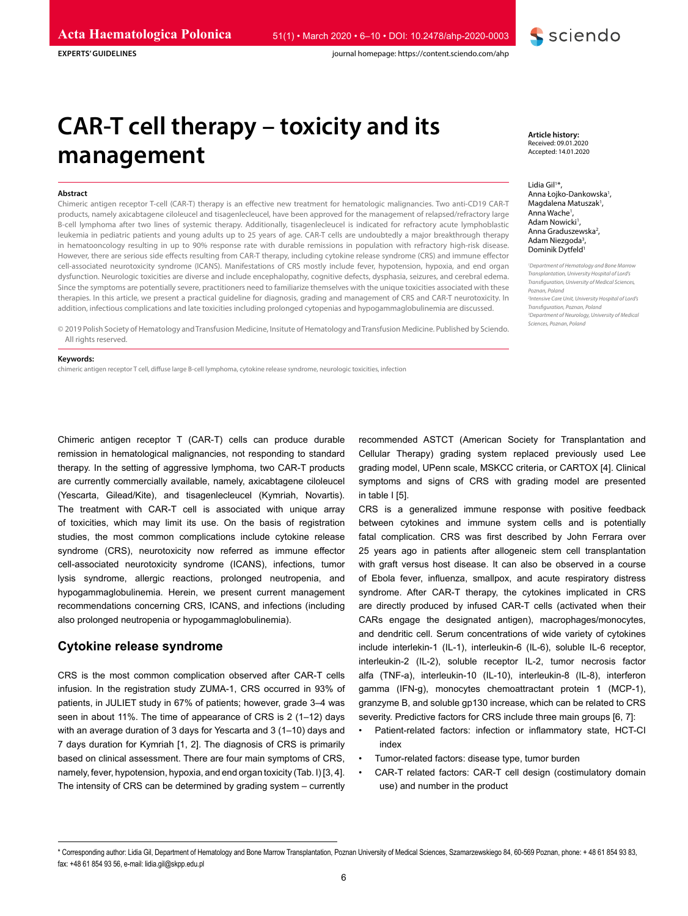EXPERTS' GUIDELINES

# CAR-T cell therapy – toxicity and its management

**Article history:**
Received: 09.01.2020
Accepted: 14.01.2020

Lidia Gil[1]*, Anna Łojko-Dankowska[1], Magdalena Matuszak[1], Anna Wache[1], Adam Nowicki[1], Anna Graduszewska[2], Adam Niezgoda[3], Dominik Dytfeld[1]

*[1]Department of Hematology and Bone Marrow Transplantation, University Hospital of Lord's Transfiguration, University of Medical Sciences, Poznan, Poland*
*[2]Intensive Care Unit, University Hospital of Lord's Transfiguration, Poznan, Poland*
*[3]Department of Neurology, University of Medical Sciences, Poznan, Poland*

**Abstract**

Chimeric antigen receptor T-cell (CAR-T) therapy is an effective new treatment for hematologic malignancies. Two anti-CD19 CAR-T products, namely axicabtagene ciloleucel and tisagenlecleucel, have been approved for the management of relapsed/refractory large B-cell lymphoma after two lines of systemic therapy. Additionally, tisagenlecleucel is indicated for refractory acute lymphoblastic leukemia in pediatric patients and young adults up to 25 years of age. CAR-T cells are undoubtedly a major breakthrough therapy in hematooncology resulting in up to 90% response rate with durable remissions in population with refractory high-risk disease. However, there are serious side effects resulting from CAR-T therapy, including cytokine release syndrome (CRS) and immune effector cell-associated neurotoxicity syndrome (ICANS). Manifestations of CRS mostly include fever, hypotension, hypoxia, and end organ dysfunction. Neurologic toxicities are diverse and include encephalopathy, cognitive defects, dysphasia, seizures, and cerebral edema. Since the symptoms are potentially severe, practitioners need to familiarize themselves with the unique toxicities associated with these therapies. In this article, we present a practical guideline for diagnosis, grading and management of CRS and CAR-T neurotoxicity. In addition, infectious complications and late toxicities including prolonged cytopenias and hypogammaglobulinemia are discussed.

© 2019 Polish Society of Hematology and Transfusion Medicine, Insitute of Hematology and Transfusion Medicine. Published by Sciendo. All rights reserved.

**Keywords:**
chimeric antigen receptor T cell, diffuse large B-cell lymphoma, cytokine release syndrome, neurologic toxicities, infection

Chimeric antigen receptor T (CAR-T) cells can produce durable remission in hematological malignancies, not responding to standard therapy. In the setting of aggressive lymphoma, two CAR-T products are currently commercially available, axicabtagene ciloleucel (Yescarta, Gilead/Kite), and tisagenlecleucel (Kymriah, Novartis). The treatment with CAR-T cell is associated with unique array of toxicities, which may limit its use. On the basis of registration studies, the most common complications include cytokine release syndrome (CRS), neurotoxicity now referred as immune effector cell-associated neurotoxicity syndrome (ICANS), infections, tumor lysis syndrome, allergic reactions, prolonged neutropenia, and hypogammaglobulinemia. Herein, we present current management recommendations concerning CRS, ICANS, and infections (including also prolonged neutropenia or hypogammaglobulinemia).

## Cytokine release syndrome

CRS is the most common complication observed after CAR-T cells infusion. In the registration study ZUMA-1, CRS occurred in 93% of patients, in JULIET study in 67% of patients; however, grade 3–4 was seen in about 11%. The time of appearance of CRS is 2 (1–12) days with an average duration of 3 days for Yescarta and 3 (1–10) days and 7 days duration for Kymriah [1, 2]. The diagnosis of CRS is primarily based on clinical assessment. There are four main symptoms of CRS, namely, fever, hypotension, hypoxia, and end organ toxicity (Tab. I) [3, 4]. The intensity of CRS can be determined by grading system – currently recommended ASTCT (American Society for Transplantation and Cellular Therapy) grading system replaced previously used Lee grading model, UPenn scale, MSKCC criteria, or CARTOX [4]. Clinical symptoms and signs of CRS with grading model are presented in table I [5].

CRS is a generalized immune response with positive feedback between cytokines and immune system cells and is potentially fatal complication. CRS was first described by John Ferrara over 25 years ago in patients after allogeneic stem cell transplantation with graft versus host disease. It can also be observed in a course of Ebola fever, influenza, smallpox, and acute respiratory distress syndrome. After CAR-T therapy, the cytokines implicated in CRS are directly produced by infused CAR-T cells (activated when their CARs engage the designated antigen), macrophages/monocytes, and dendritic cell. Serum concentrations of wide variety of cytokines include interlekin-1 (IL-1), interleukin-6 (IL-6), soluble IL-6 receptor, interleukin-2 (IL-2), soluble receptor IL-2, tumor necrosis factor alfa (TNF-a), interleukin-10 (IL-10), interleukin-8 (IL-8), interferon gamma (IFN-g), monocytes chemoattractant protein 1 (MCP-1), granzyme B, and soluble gp130 increase, which can be related to CRS severity. Predictive factors for CRS include three main groups [6, 7]:

- Patient-related factors: infection or inflammatory state, HCT-CI index
- Tumor-related factors: disease type, tumor burden
- CAR-T related factors: CAR-T cell design (costimulatory domain use) and number in the product

* Corresponding author: Lidia Gil, Department of Hematology and Bone Marrow Transplantation, Poznan University of Medical Sciences, Szamarzewskiego 84, 60-569 Poznan, phone: + 48 61 854 93 83, fax: +48 61 854 93 56, e-mail: lidia.gil@skpp.edu.pl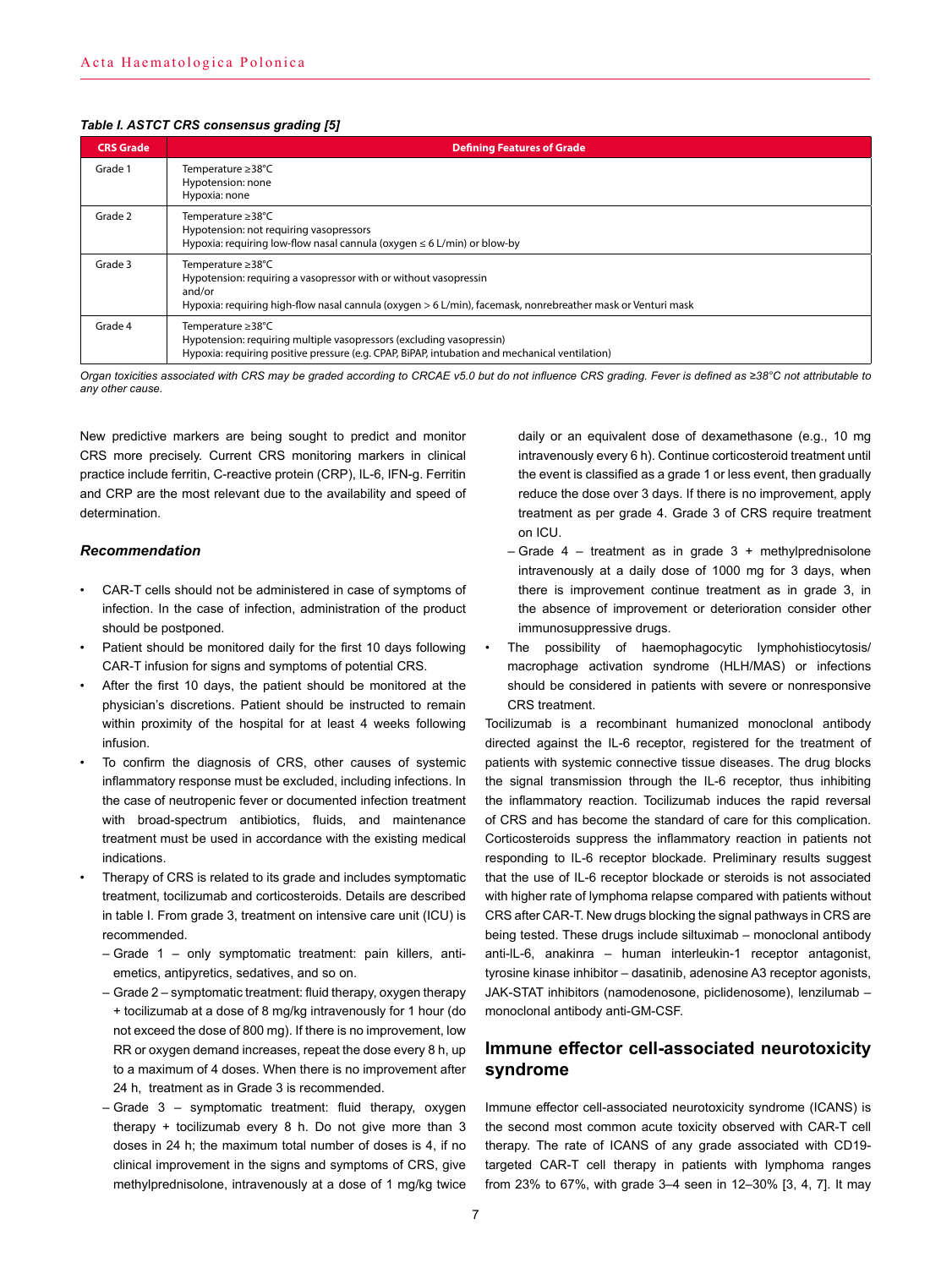*Table I. ASTCT CRS consensus grading [5]*

| CRS Grade | Defining Features of Grade |
|---|---|
| Grade 1 | Temperature ≥38°C<br>Hypotension: none<br>Hypoxia: none |
| Grade 2 | Temperature ≥38°C<br>Hypotension: not requiring vasopressors<br>Hypoxia: requiring low-flow nasal cannula (oxygen ≤ 6 L/min) or blow-by |
| Grade 3 | Temperature ≥38°C<br>Hypotension: requiring a vasopressor with or without vasopressin<br>and/or<br>Hypoxia: requiring high-flow nasal cannula (oxygen > 6 L/min), facemask, nonrebreather mask or Venturi mask |
| Grade 4 | Temperature ≥38°C<br>Hypotension: requiring multiple vasopressors (excluding vasopressin)<br>Hypoxia: requiring positive pressure (e.g. CPAP, BiPAP, intubation and mechanical ventilation) |

*Organ toxicities associated with CRS may be graded according to CRCAE v5.0 but do not influence CRS grading. Fever is defined as ≥38°C not attributable to any other cause.*

New predictive markers are being sought to predict and monitor CRS more precisely. Current CRS monitoring markers in clinical practice include ferritin, C-reactive protein (CRP), IL-6, IFN-g. Ferritin and CRP are the most relevant due to the availability and speed of determination.

### *Recommendation*

- CAR-T cells should not be administered in case of symptoms of infection. In the case of infection, administration of the product should be postponed.
- Patient should be monitored daily for the first 10 days following CAR-T infusion for signs and symptoms of potential CRS.
- After the first 10 days, the patient should be monitored at the physician's discretions. Patient should be instructed to remain within proximity of the hospital for at least 4 weeks following infusion.
- To confirm the diagnosis of CRS, other causes of systemic inflammatory response must be excluded, including infections. In the case of neutropenic fever or documented infection treatment with broad-spectrum antibiotics, fluids, and maintenance treatment must be used in accordance with the existing medical indications.
- Therapy of CRS is related to its grade and includes symptomatic treatment, tocilizumab and corticosteroids. Details are described in table I. From grade 3, treatment on intensive care unit (ICU) is recommended.
  - Grade 1 – only symptomatic treatment: pain killers, anti-emetics, antipyretics, sedatives, and so on.
  - Grade 2 – symptomatic treatment: fluid therapy, oxygen therapy + tocilizumab at a dose of 8 mg/kg intravenously for 1 hour (do not exceed the dose of 800 mg). If there is no improvement, low RR or oxygen demand increases, repeat the dose every 8 h, up to a maximum of 4 doses. When there is no improvement after 24 h, treatment as in Grade 3 is recommended.
  - Grade 3 – symptomatic treatment: fluid therapy, oxygen therapy + tocilizumab every 8 h. Do not give more than 3 doses in 24 h; the maximum total number of doses is 4, if no clinical improvement in the signs and symptoms of CRS, give methylprednisolone, intravenously at a dose of 1 mg/kg twice daily or an equivalent dose of dexamethasone (e.g., 10 mg intravenously every 6 h). Continue corticosteroid treatment until the event is classified as a grade 1 or less event, then gradually reduce the dose over 3 days. If there is no improvement, apply treatment as per grade 4. Grade 3 of CRS require treatment on ICU.
  - Grade 4 – treatment as in grade 3 + methylprednisolone intravenously at a daily dose of 1000 mg for 3 days, when there is improvement continue treatment as in grade 3, in the absence of improvement or deterioration consider other immunosuppressive drugs.
- The possibility of haemophagocytic lymphohistiocytosis/ macrophage activation syndrome (HLH/MAS) or infections should be considered in patients with severe or nonresponsive CRS treatment.

Tocilizumab is a recombinant humanized monoclonal antibody directed against the IL-6 receptor, registered for the treatment of patients with systemic connective tissue diseases. The drug blocks the signal transmission through the IL-6 receptor, thus inhibiting the inflammatory reaction. Tocilizumab induces the rapid reversal of CRS and has become the standard of care for this complication. Corticosteroids suppress the inflammatory reaction in patients not responding to IL-6 receptor blockade. Preliminary results suggest that the use of IL-6 receptor blockade or steroids is not associated with higher rate of lymphoma relapse compared with patients without CRS after CAR-T. New drugs blocking the signal pathways in CRS are being tested. These drugs include siltuximab – monoclonal antibody anti-IL-6, anakinra – human interleukin-1 receptor antagonist, tyrosine kinase inhibitor – dasatinib, adenosine A3 receptor agonists, JAK-STAT inhibitors (namodenosone, piclidenosome), lenzilumab – monoclonal antibody anti-GM-CSF.

## Immune effector cell-associated neurotoxicity syndrome

Immune effector cell-associated neurotoxicity syndrome (ICANS) is the second most common acute toxicity observed with CAR-T cell therapy. The rate of ICANS of any grade associated with CD19-targeted CAR-T cell therapy in patients with lymphoma ranges from 23% to 67%, with grade 3–4 seen in 12–30% [3, 4, 7]. It may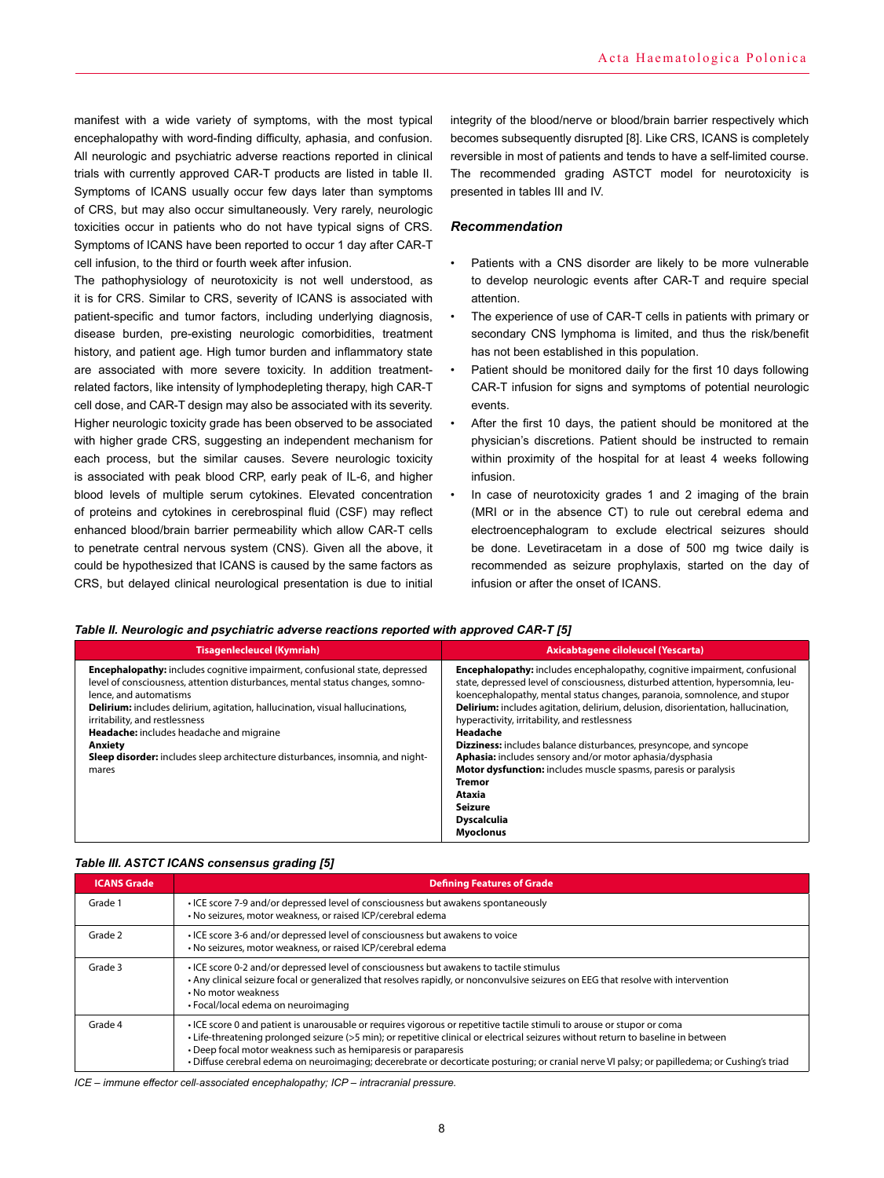manifest with a wide variety of symptoms, with the most typical encephalopathy with word-finding difficulty, aphasia, and confusion. All neurologic and psychiatric adverse reactions reported in clinical trials with currently approved CAR-T products are listed in table II. Symptoms of ICANS usually occur few days later than symptoms of CRS, but may also occur simultaneously. Very rarely, neurologic toxicities occur in patients who do not have typical signs of CRS. Symptoms of ICANS have been reported to occur 1 day after CAR-T cell infusion, to the third or fourth week after infusion.

The pathophysiology of neurotoxicity is not well understood, as it is for CRS. Similar to CRS, severity of ICANS is associated with patient-specific and tumor factors, including underlying diagnosis, disease burden, pre-existing neurologic comorbidities, treatment history, and patient age. High tumor burden and inflammatory state are associated with more severe toxicity. In addition treatment-related factors, like intensity of lymphodepleting therapy, high CAR-T cell dose, and CAR-T design may also be associated with its severity. Higher neurologic toxicity grade has been observed to be associated with higher grade CRS, suggesting an independent mechanism for each process, but the similar causes. Severe neurologic toxicity is associated with peak blood CRP, early peak of IL-6, and higher blood levels of multiple serum cytokines. Elevated concentration of proteins and cytokines in cerebrospinal fluid (CSF) may reflect enhanced blood/brain barrier permeability which allow CAR-T cells to penetrate central nervous system (CNS). Given all the above, it could be hypothesized that ICANS is caused by the same factors as CRS, but delayed clinical neurological presentation is due to initial integrity of the blood/nerve or blood/brain barrier respectively which becomes subsequently disrupted [8]. Like CRS, ICANS is completely reversible in most of patients and tends to have a self-limited course. The recommended grading ASTCT model for neurotoxicity is presented in tables III and IV.

### *Recommendation*

- Patients with a CNS disorder are likely to be more vulnerable to develop neurologic events after CAR-T and require special attention.
- The experience of use of CAR-T cells in patients with primary or secondary CNS lymphoma is limited, and thus the risk/benefit has not been established in this population.
- Patient should be monitored daily for the first 10 days following CAR-T infusion for signs and symptoms of potential neurologic events.
- After the first 10 days, the patient should be monitored at the physician's discretions. Patient should be instructed to remain within proximity of the hospital for at least 4 weeks following infusion.
- In case of neurotoxicity grades 1 and 2 imaging of the brain (MRI or in the absence CT) to rule out cerebral edema and electroencephalogram to exclude electrical seizures should be done. Levetiracetam in a dose of 500 mg twice daily is recommended as seizure prophylaxis, started on the day of infusion or after the onset of ICANS.

***Table II. Neurologic and psychiatric adverse reactions reported with approved CAR-T [5]***

| Tisagenlecleucel (Kymriah) | Axicabtagene ciloleucel (Yescarta) |
|---|---|
| **Encephalopathy:** includes cognitive impairment, confusional state, depressed level of consciousness, attention disturbances, mental status changes, somnolence, and automatisms<br>**Delirium:** includes delirium, agitation, hallucination, visual hallucinations, irritability, and restlessness<br>**Headache:** includes headache and migraine<br>**Anxiety**<br>**Sleep disorder:** includes sleep architecture disturbances, insomnia, and nightmares | **Encephalopathy:** includes encephalopathy, cognitive impairment, confusional state, depressed level of consciousness, disturbed attention, hypersomnia, leukoencephalopathy, mental status changes, paranoia, somnolence, and stupor<br>**Delirium:** includes agitation, delirium, delusion, disorientation, hallucination, hyperactivity, irritability, and restlessness<br>**Headache**<br>**Dizziness:** includes balance disturbances, presyncope, and syncope<br>**Aphasia:** includes sensory and/or motor aphasia/dysphasia<br>**Motor dysfunction:** includes muscle spasms, paresis or paralysis<br>**Tremor**<br>**Ataxia**<br>**Seizure**<br>**Dyscalculia**<br>**Myoclonus** |

***Table III. ASTCT ICANS consensus grading [5]***

| ICANS Grade | Defining Features of Grade |
|---|---|
| Grade 1 | • ICE score 7-9 and/or depressed level of consciousness but awakens spontaneously<br>• No seizures, motor weakness, or raised ICP/cerebral edema |
| Grade 2 | • ICE score 3-6 and/or depressed level of consciousness but awakens to voice<br>• No seizures, motor weakness, or raised ICP/cerebral edema |
| Grade 3 | • ICE score 0-2 and/or depressed level of consciousness but awakens to tactile stimulus<br>• Any clinical seizure focal or generalized that resolves rapidly, or nonconvulsive seizures on EEG that resolve with intervention<br>• No motor weakness<br>• Focal/local edema on neuroimaging |
| Grade 4 | • ICE score 0 and patient is unarousable or requires vigorous or repetitive tactile stimuli to arouse or stupor or coma<br>• Life-threatening prolonged seizure (>5 min); or repetitive clinical or electrical seizures without return to baseline in between<br>• Deep focal motor weakness such as hemiparesis or paraparesis<br>• Diffuse cerebral edema on neuroimaging; decerebrate or decorticate posturing; or cranial nerve VI palsy; or papilledema; or Cushing's triad |

*ICE – immune effector cell-associated encephalopathy; ICP – intracranial pressure.*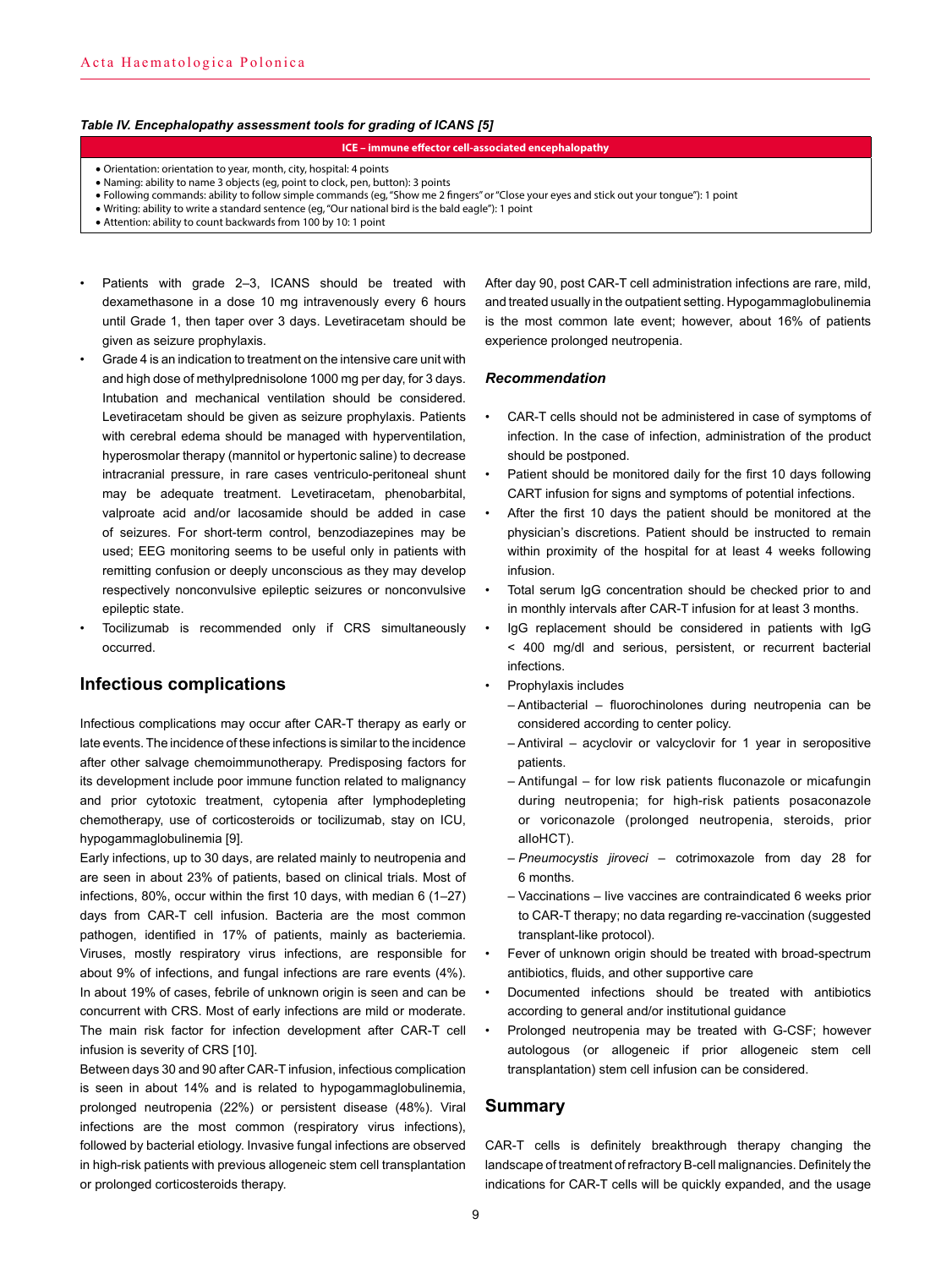*Table IV. Encephalopathy assessment tools for grading of ICANS [5]*

| ICE – immune effector cell-associated encephalopathy |
|---|
| • Orientation: orientation to year, month, city, hospital: 4 points<br>• Naming: ability to name 3 objects (eg, point to clock, pen, button): 3 points<br>• Following commands: ability to follow simple commands (eg, "Show me 2 fingers" or "Close your eyes and stick out your tongue"): 1 point<br>• Writing: ability to write a standard sentence (eg, "Our national bird is the bald eagle"): 1 point<br>• Attention: ability to count backwards from 100 by 10: 1 point |

- Patients with grade 2–3, ICANS should be treated with dexamethasone in a dose 10 mg intravenously every 6 hours until Grade 1, then taper over 3 days. Levetiracetam should be given as seizure prophylaxis.
- Grade 4 is an indication to treatment on the intensive care unit with and high dose of methylprednisolone 1000 mg per day, for 3 days. Intubation and mechanical ventilation should be considered. Levetiracetam should be given as seizure prophylaxis. Patients with cerebral edema should be managed with hyperventilation, hyperosmolar therapy (mannitol or hypertonic saline) to decrease intracranial pressure, in rare cases ventriculo-peritoneal shunt may be adequate treatment. Levetiracetam, phenobarbital, valproate acid and/or lacosamide should be added in case of seizures. For short-term control, benzodiazepines may be used; EEG monitoring seems to be useful only in patients with remitting confusion or deeply unconscious as they may develop respectively nonconvulsive epileptic seizures or nonconvulsive epileptic state.
- Tocilizumab is recommended only if CRS simultaneously occurred.

## Infectious complications

Infectious complications may occur after CAR-T therapy as early or late events. The incidence of these infections is similar to the incidence after other salvage chemoimmunotherapy. Predisposing factors for its development include poor immune function related to malignancy and prior cytotoxic treatment, cytopenia after lymphodepleting chemotherapy, use of corticosteroids or tocilizumab, stay on ICU, hypogammaglobulinemia [9].

Early infections, up to 30 days, are related mainly to neutropenia and are seen in about 23% of patients, based on clinical trials. Most of infections, 80%, occur within the first 10 days, with median 6 (1–27) days from CAR-T cell infusion. Bacteria are the most common pathogen, identified in 17% of patients, mainly as bacteriemia. Viruses, mostly respiratory virus infections, are responsible for about 9% of infections, and fungal infections are rare events (4%). In about 19% of cases, febrile of unknown origin is seen and can be concurrent with CRS. Most of early infections are mild or moderate. The main risk factor for infection development after CAR-T cell infusion is severity of CRS [10].

Between days 30 and 90 after CAR-T infusion, infectious complication is seen in about 14% and is related to hypogammaglobulinemia, prolonged neutropenia (22%) or persistent disease (48%). Viral infections are the most common (respiratory virus infections), followed by bacterial etiology. Invasive fungal infections are observed in high-risk patients with previous allogeneic stem cell transplantation or prolonged corticosteroids therapy.

After day 90, post CAR-T cell administration infections are rare, mild, and treated usually in the outpatient setting. Hypogammaglobulinemia is the most common late event; however, about 16% of patients experience prolonged neutropenia.

### *Recommendation*

- CAR-T cells should not be administered in case of symptoms of infection. In the case of infection, administration of the product should be postponed.
- Patient should be monitored daily for the first 10 days following CART infusion for signs and symptoms of potential infections.
- After the first 10 days the patient should be monitored at the physician's discretions. Patient should be instructed to remain within proximity of the hospital for at least 4 weeks following infusion.
- Total serum IgG concentration should be checked prior to and in monthly intervals after CAR-T infusion for at least 3 months.
- IgG replacement should be considered in patients with IgG < 400 mg/dl and serious, persistent, or recurrent bacterial infections.
- Prophylaxis includes
  - Antibacterial – fluorochinolones during neutropenia can be considered according to center policy.
  - Antiviral – acyclovir or valcyclovir for 1 year in seropositive patients.
  - Antifungal – for low risk patients fluconazole or micafungin during neutropenia; for high-risk patients posaconazole or voriconazole (prolonged neutropenia, steroids, prior alloHCT).
  - *Pneumocystis jiroveci* – cotrimoxazole from day 28 for 6 months.
  - Vaccinations – live vaccines are contraindicated 6 weeks prior to CAR-T therapy; no data regarding re-vaccination (suggested transplant-like protocol).
- Fever of unknown origin should be treated with broad-spectrum antibiotics, fluids, and other supportive care
- Documented infections should be treated with antibiotics according to general and/or institutional guidance
- Prolonged neutropenia may be treated with G-CSF; however autologous (or allogeneic if prior allogeneic stem cell transplantation) stem cell infusion can be considered.

## Summary

CAR-T cells is definitely breakthrough therapy changing the landscape of treatment of refractory B-cell malignancies. Definitely the indications for CAR-T cells will be quickly expanded, and the usage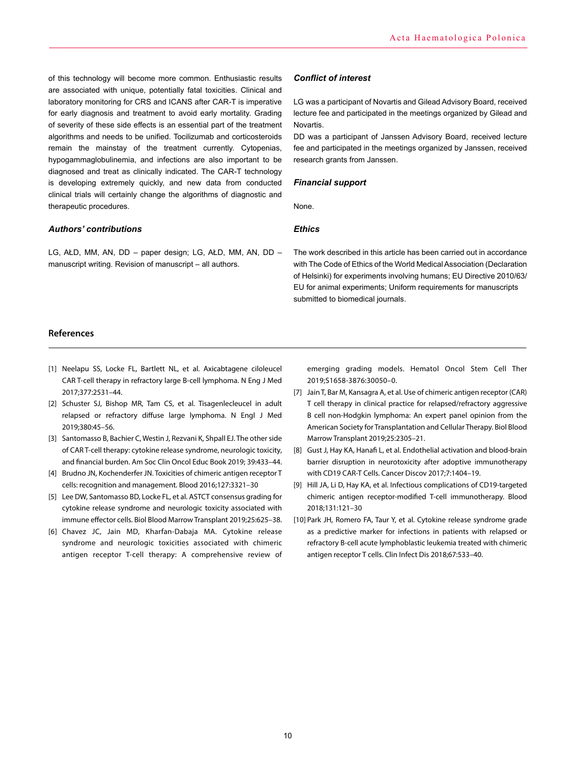of this technology will become more common. Enthusiastic results are associated with unique, potentially fatal toxicities. Clinical and laboratory monitoring for CRS and ICANS after CAR-T is imperative for early diagnosis and treatment to avoid early mortality. Grading of severity of these side effects is an essential part of the treatment algorithms and needs to be unified. Tocilizumab and corticosteroids remain the mainstay of the treatment currently. Cytopenias, hypogammaglobulinemia, and infections are also important to be diagnosed and treat as clinically indicated. The CAR-T technology is developing extremely quickly, and new data from conducted clinical trials will certainly change the algorithms of diagnostic and therapeutic procedures.

### *Authors' contributions*

LG, AŁD, MM, AN, DD – paper design; LG, AŁD, MM, AN, DD – manuscript writing. Revision of manuscript – all authors.

### *Conflict of interest*

LG was a participant of Novartis and Gilead Advisory Board, received lecture fee and participated in the meetings organized by Gilead and Novartis.

DD was a participant of Janssen Advisory Board, received lecture fee and participated in the meetings organized by Janssen, received research grants from Janssen.

### *Financial support*

None.

### *Ethics*

The work described in this article has been carried out in accordance with The Code of Ethics of the World Medical Association (Declaration of Helsinki) for experiments involving humans; EU Directive 2010/63/EU for animal experiments; Uniform requirements for manuscripts submitted to biomedical journals.

## References

[1] Neelapu SS, Locke FL, Bartlett NL, et al. Axicabtagene ciloleucel CAR T-cell therapy in refractory large B-cell lymphoma. N Eng J Med 2017;377:2531–44.

[2] Schuster SJ, Bishop MR, Tam CS, et al. Tisagenlecleucel in adult relapsed or refractory diffuse large lymphoma. N Engl J Med 2019;380:45–56.

[3] Santomasso B, Bachier C, Westin J, Rezvani K, Shpall EJ. The other side of CAR T-cell therapy: cytokine release syndrome, neurologic toxicity, and financial burden. Am Soc Clin Oncol Educ Book 2019; 39:433–44.

[4] Brudno JN, Kochenderfer JN. Toxicities of chimeric antigen receptor T cells: recognition and management. Blood 2016;127:3321–30

[5] Lee DW, Santomasso BD, Locke FL, et al. ASTCT consensus grading for cytokine release syndrome and neurologic toxicity associated with immune effector cells. Biol Blood Marrow Transplant 2019;25:625–38.

[6] Chavez JC, Jain MD, Kharfan-Dabaja MA. Cytokine release syndrome and neurologic toxicities associated with chimeric antigen receptor T-cell therapy: A comprehensive review of emerging grading models. Hematol Oncol Stem Cell Ther 2019;S1658-3876:30050–0.

[7] Jain T, Bar M, Kansagra A, et al. Use of chimeric antigen receptor (CAR) T cell therapy in clinical practice for relapsed/refractory aggressive B cell non-Hodgkin lymphoma: An expert panel opinion from the American Society for Transplantation and Cellular Therapy. Biol Blood Marrow Transplant 2019;25:2305–21.

[8] Gust J, Hay KA, Hanafi L, et al. Endothelial activation and blood-brain barrier disruption in neurotoxicity after adoptive immunotherapy with CD19 CAR-T Cells. Cancer Discov 2017;7:1404–19.

[9] Hill JA, Li D, Hay KA, et al. Infectious complications of CD19-targeted chimeric antigen receptor-modified T-cell immunotherapy. Blood 2018;131:121–30

[10] Park JH, Romero FA, Taur Y, et al. Cytokine release syndrome grade as a predictive marker for infections in patients with relapsed or refractory B-cell acute lymphoblastic leukemia treated with chimeric antigen receptor T cells. Clin Infect Dis 2018;67:533–40.